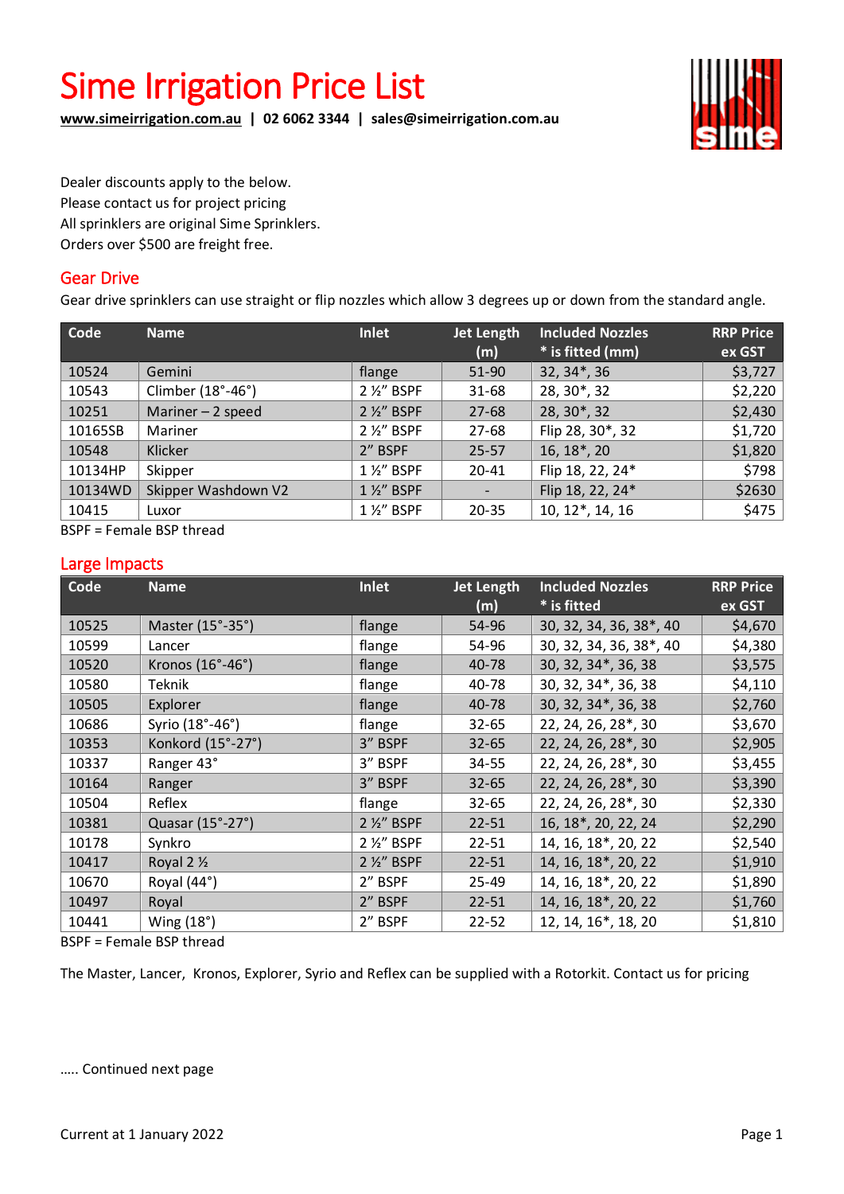# Sime Irrigation Price List

**www.simeirrigation.com.au | 02 6062 3344 | sales@simeirrigation.com.au**

Dealer discounts apply to the below.
Please contact us for project pricing
All sprinklers are original Sime Sprinklers.
Orders over $500 are freight free.

## Gear Drive

Gear drive sprinklers can use straight or flip nozzles which allow 3 degrees up or down from the standard angle.

| Code | Name | Inlet | Jet Length (m) | Included Nozzles * is fitted (mm) | RRP Price ex GST |
|---|---|---|---|---|---|
| 10524 | Gemini | flange | 51-90 | 32, 34*, 36 | $3,727 |
| 10543 | Climber (18°-46°) | 2 ½" BSPF | 31-68 | 28, 30*, 32 | $2,220 |
| 10251 | Mariner – 2 speed | 2 ½" BSPF | 27-68 | 28, 30*, 32 | $2,430 |
| 10165SB | Mariner | 2 ½" BSPF | 27-68 | Flip 28, 30*, 32 | $1,720 |
| 10548 | Klicker | 2" BSPF | 25-57 | 16, 18*, 20 | $1,820 |
| 10134HP | Skipper | 1 ½" BSPF | 20-41 | Flip 18, 22, 24* | $798 |
| 10134WD | Skipper Washdown V2 | 1 ½" BSPF | - | Flip 18, 22, 24* | $2630 |
| 10415 | Luxor | 1 ½" BSPF | 20-35 | 10, 12*, 14, 16 | $475 |

BSPF = Female BSP thread

## Large Impacts

| Code | Name | Inlet | Jet Length (m) | Included Nozzles * is fitted | RRP Price ex GST |
|---|---|---|---|---|---|
| 10525 | Master (15°-35°) | flange | 54-96 | 30, 32, 34, 36, 38*, 40 | $4,670 |
| 10599 | Lancer | flange | 54-96 | 30, 32, 34, 36, 38*, 40 | $4,380 |
| 10520 | Kronos (16°-46°) | flange | 40-78 | 30, 32, 34*, 36, 38 | $3,575 |
| 10580 | Teknik | flange | 40-78 | 30, 32, 34*, 36, 38 | $4,110 |
| 10505 | Explorer | flange | 40-78 | 30, 32, 34*, 36, 38 | $2,760 |
| 10686 | Syrio (18°-46°) | flange | 32-65 | 22, 24, 26, 28*, 30 | $3,670 |
| 10353 | Konkord (15°-27°) | 3" BSPF | 32-65 | 22, 24, 26, 28*, 30 | $2,905 |
| 10337 | Ranger 43° | 3" BSPF | 34-55 | 22, 24, 26, 28*, 30 | $3,455 |
| 10164 | Ranger | 3" BSPF | 32-65 | 22, 24, 26, 28*, 30 | $3,390 |
| 10504 | Reflex | flange | 32-65 | 22, 24, 26, 28*, 30 | $2,330 |
| 10381 | Quasar (15°-27°) | 2 ½" BSPF | 22-51 | 16, 18*, 20, 22, 24 | $2,290 |
| 10178 | Synkro | 2 ½" BSPF | 22-51 | 14, 16, 18*, 20, 22 | $2,540 |
| 10417 | Royal 2 ½ | 2 ½" BSPF | 22-51 | 14, 16, 18*, 20, 22 | $1,910 |
| 10670 | Royal (44°) | 2" BSPF | 25-49 | 14, 16, 18*, 20, 22 | $1,890 |
| 10497 | Royal | 2" BSPF | 22-51 | 14, 16, 18*, 20, 22 | $1,760 |
| 10441 | Wing (18°) | 2" BSPF | 22-52 | 12, 14, 16*, 18, 20 | $1,810 |

BSPF = Female BSP thread

The Master, Lancer, Kronos, Explorer, Syrio and Reflex can be supplied with a Rotorkit. Contact us for pricing

….. Continued next page

Current at 1 January 2022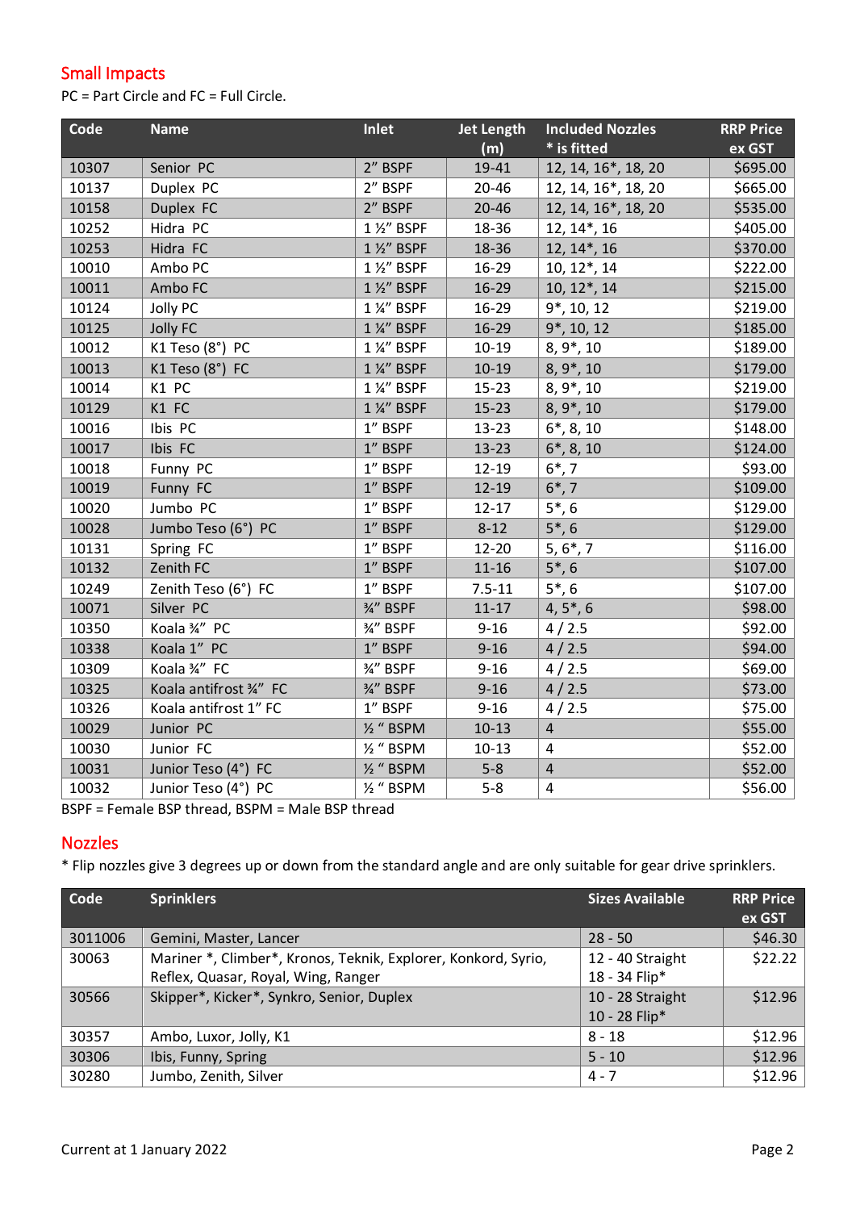## Small Impacts

PC = Part Circle and FC = Full Circle.

| Code | Name | Inlet | Jet Length (m) | Included Nozzles * is fitted | RRP Price ex GST |
|---|---|---|---|---|---|
| 10307 | Senior PC | 2" BSPF | 19-41 | 12, 14, 16*, 18, 20 | $695.00 |
| 10137 | Duplex PC | 2" BSPF | 20-46 | 12, 14, 16*, 18, 20 | $665.00 |
| 10158 | Duplex FC | 2" BSPF | 20-46 | 12, 14, 16*, 18, 20 | $535.00 |
| 10252 | Hidra PC | 1 ½" BSPF | 18-36 | 12, 14*, 16 | $405.00 |
| 10253 | Hidra FC | 1 ½" BSPF | 18-36 | 12, 14*, 16 | $370.00 |
| 10010 | Ambo PC | 1 ½" BSPF | 16-29 | 10, 12*, 14 | $222.00 |
| 10011 | Ambo FC | 1 ½" BSPF | 16-29 | 10, 12*, 14 | $215.00 |
| 10124 | Jolly PC | 1 ¼" BSPF | 16-29 | 9*, 10, 12 | $219.00 |
| 10125 | Jolly FC | 1 ¼" BSPF | 16-29 | 9*, 10, 12 | $185.00 |
| 10012 | K1 Teso (8°) PC | 1 ¼" BSPF | 10-19 | 8, 9*, 10 | $189.00 |
| 10013 | K1 Teso (8°) FC | 1 ¼" BSPF | 10-19 | 8, 9*, 10 | $179.00 |
| 10014 | K1 PC | 1 ¼" BSPF | 15-23 | 8, 9*, 10 | $219.00 |
| 10129 | K1 FC | 1 ¼" BSPF | 15-23 | 8, 9*, 10 | $179.00 |
| 10016 | Ibis PC | 1" BSPF | 13-23 | 6*, 8, 10 | $148.00 |
| 10017 | Ibis FC | 1" BSPF | 13-23 | 6*, 8, 10 | $124.00 |
| 10018 | Funny PC | 1" BSPF | 12-19 | 6*, 7 | $93.00 |
| 10019 | Funny FC | 1" BSPF | 12-19 | 6*, 7 | $109.00 |
| 10020 | Jumbo PC | 1" BSPF | 12-17 | 5*, 6 | $129.00 |
| 10028 | Jumbo Teso (6°) PC | 1" BSPF | 8-12 | 5*, 6 | $129.00 |
| 10131 | Spring FC | 1" BSPF | 12-20 | 5, 6*, 7 | $116.00 |
| 10132 | Zenith FC | 1" BSPF | 11-16 | 5*, 6 | $107.00 |
| 10249 | Zenith Teso (6°) FC | 1" BSPF | 7.5-11 | 5*, 6 | $107.00 |
| 10071 | Silver PC | ¾" BSPF | 11-17 | 4, 5*, 6 | $98.00 |
| 10350 | Koala ¾" PC | ¾" BSPF | 9-16 | 4 / 2.5 | $92.00 |
| 10338 | Koala 1" PC | 1" BSPF | 9-16 | 4 / 2.5 | $94.00 |
| 10309 | Koala ¾" FC | ¾" BSPF | 9-16 | 4 / 2.5 | $69.00 |
| 10325 | Koala antifrost ¾" FC | ¾" BSPF | 9-16 | 4 / 2.5 | $73.00 |
| 10326 | Koala antifrost 1" FC | 1" BSPF | 9-16 | 4 / 2.5 | $75.00 |
| 10029 | Junior PC | ½ " BSPM | 10-13 | 4 | $55.00 |
| 10030 | Junior FC | ½ " BSPM | 10-13 | 4 | $52.00 |
| 10031 | Junior Teso (4°) FC | ½ " BSPM | 5-8 | 4 | $52.00 |
| 10032 | Junior Teso (4°) PC | ½ " BSPM | 5-8 | 4 | $56.00 |

BSPF = Female BSP thread, BSPM = Male BSP thread

## Nozzles

* Flip nozzles give 3 degrees up or down from the standard angle and are only suitable for gear drive sprinklers.

| Code | Sprinklers | Sizes Available | RRP Price ex GST |
|---|---|---|---|
| 3011006 | Gemini, Master, Lancer | 28 - 50 | $46.30 |
| 30063 | Mariner *, Climber*, Kronos, Teknik, Explorer, Konkord, Syrio, Reflex, Quasar, Royal, Wing, Ranger | 12 - 40 Straight<br>18 - 34 Flip* | $22.22 |
| 30566 | Skipper*, Kicker*, Synkro, Senior, Duplex | 10 - 28 Straight<br>10 - 28 Flip* | $12.96 |
| 30357 | Ambo, Luxor, Jolly, K1 | 8 - 18 | $12.96 |
| 30306 | Ibis, Funny, Spring | 5 - 10 | $12.96 |
| 30280 | Jumbo, Zenith, Silver | 4 - 7 | $12.96 |

Current at 1 January 2022